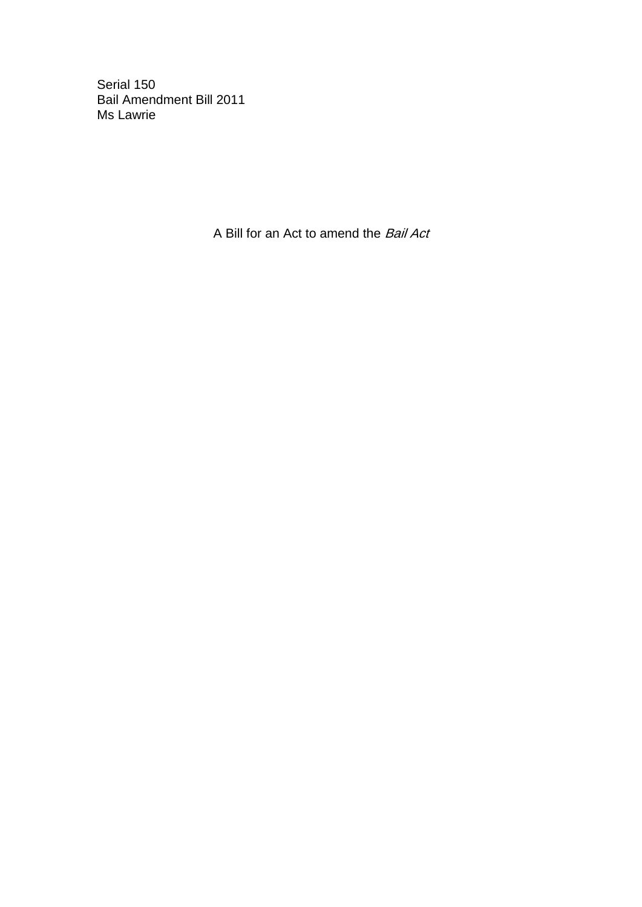Serial 150
Bail Amendment Bill 2011
Ms Lawrie

A Bill for an Act to amend the *Bail Act*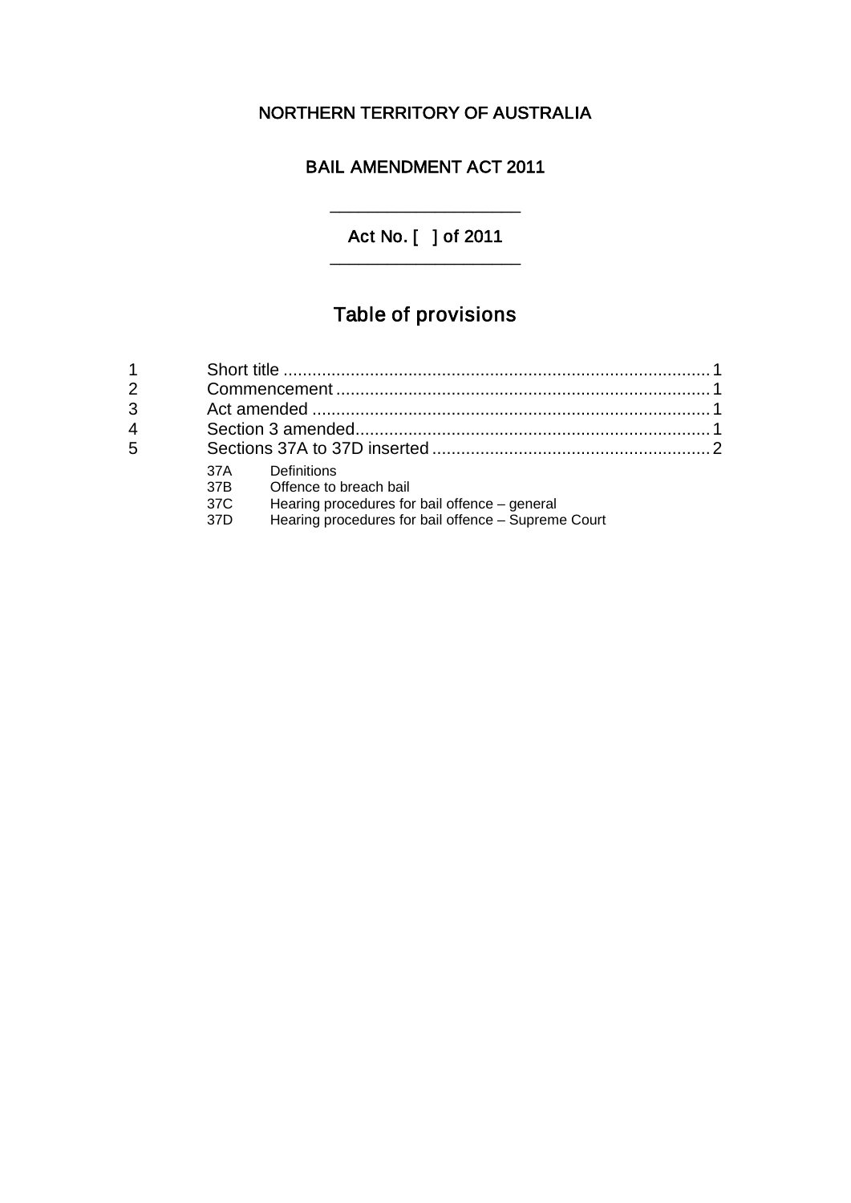NORTHERN TERRITORY OF AUSTRALIA

# BAIL AMENDMENT ACT 2011

Act No. [ ] of 2011

## Table of provisions

| | | |
|---|---|---|
| 1 | Short title | 1 |
| 2 | Commencement | 1 |
| 3 | Act amended | 1 |
| 4 | Section 3 amended | 1 |
| 5 | Sections 37A to 37D inserted | 2 |

- 37A Definitions
- 37B Offence to breach bail
- 37C Hearing procedures for bail offence – general
- 37D Hearing procedures for bail offence – Supreme Court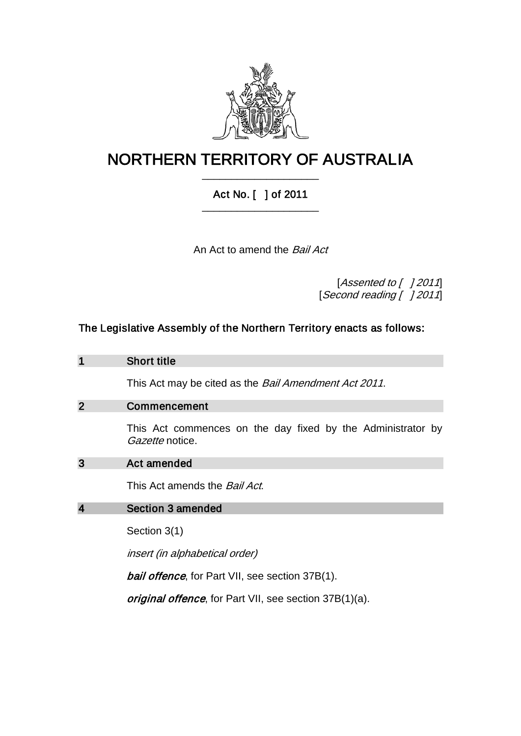# NORTHERN TERRITORY OF AUSTRALIA

## Act No. [ ] of 2011

An Act to amend the *Bail Act*

[*Assented to [ ] 2011*]
[*Second reading [ ] 2011*]

**The Legislative Assembly of the Northern Territory enacts as follows:**

### 1 Short title

This Act may be cited as the *Bail Amendment Act 2011*.

### 2 Commencement

This Act commences on the day fixed by the Administrator by *Gazette* notice.

### 3 Act amended

This Act amends the *Bail Act*.

### 4 Section 3 amended

Section 3(1)

*insert (in alphabetical order)*

***bail offence***, for Part VII, see section 37B(1).

***original offence***, for Part VII, see section 37B(1)(a).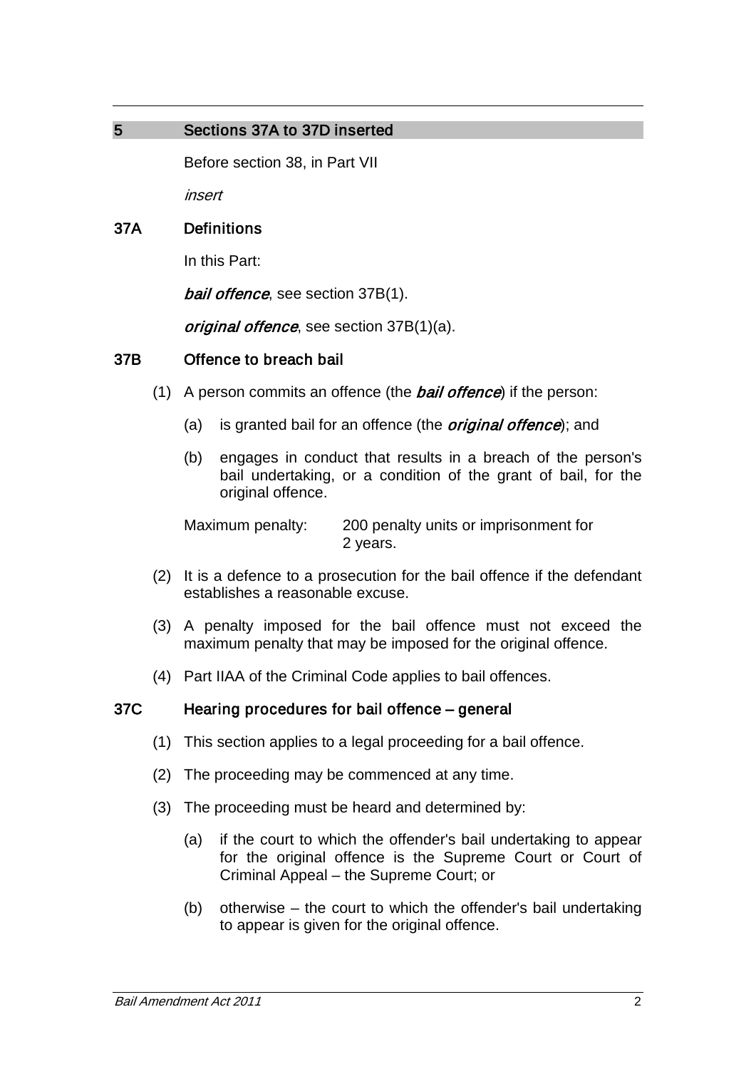## 5 Sections 37A to 37D inserted

Before section 38, in Part VII

*insert*

### 37A Definitions

In this Part:

***bail offence***, see section 37B(1).

***original offence***, see section 37B(1)(a).

### 37B Offence to breach bail

(1) A person commits an offence (the ***bail offence***) if the person:

(a) is granted bail for an offence (the ***original offence***); and

(b) engages in conduct that results in a breach of the person's bail undertaking, or a condition of the grant of bail, for the original offence.

Maximum penalty: 200 penalty units or imprisonment for 2 years.

(2) It is a defence to a prosecution for the bail offence if the defendant establishes a reasonable excuse.

(3) A penalty imposed for the bail offence must not exceed the maximum penalty that may be imposed for the original offence.

(4) Part IIAA of the Criminal Code applies to bail offences.

### 37C Hearing procedures for bail offence – general

(1) This section applies to a legal proceeding for a bail offence.

(2) The proceeding may be commenced at any time.

(3) The proceeding must be heard and determined by:

(a) if the court to which the offender's bail undertaking to appear for the original offence is the Supreme Court or Court of Criminal Appeal – the Supreme Court; or

(b) otherwise – the court to which the offender's bail undertaking to appear is given for the original offence.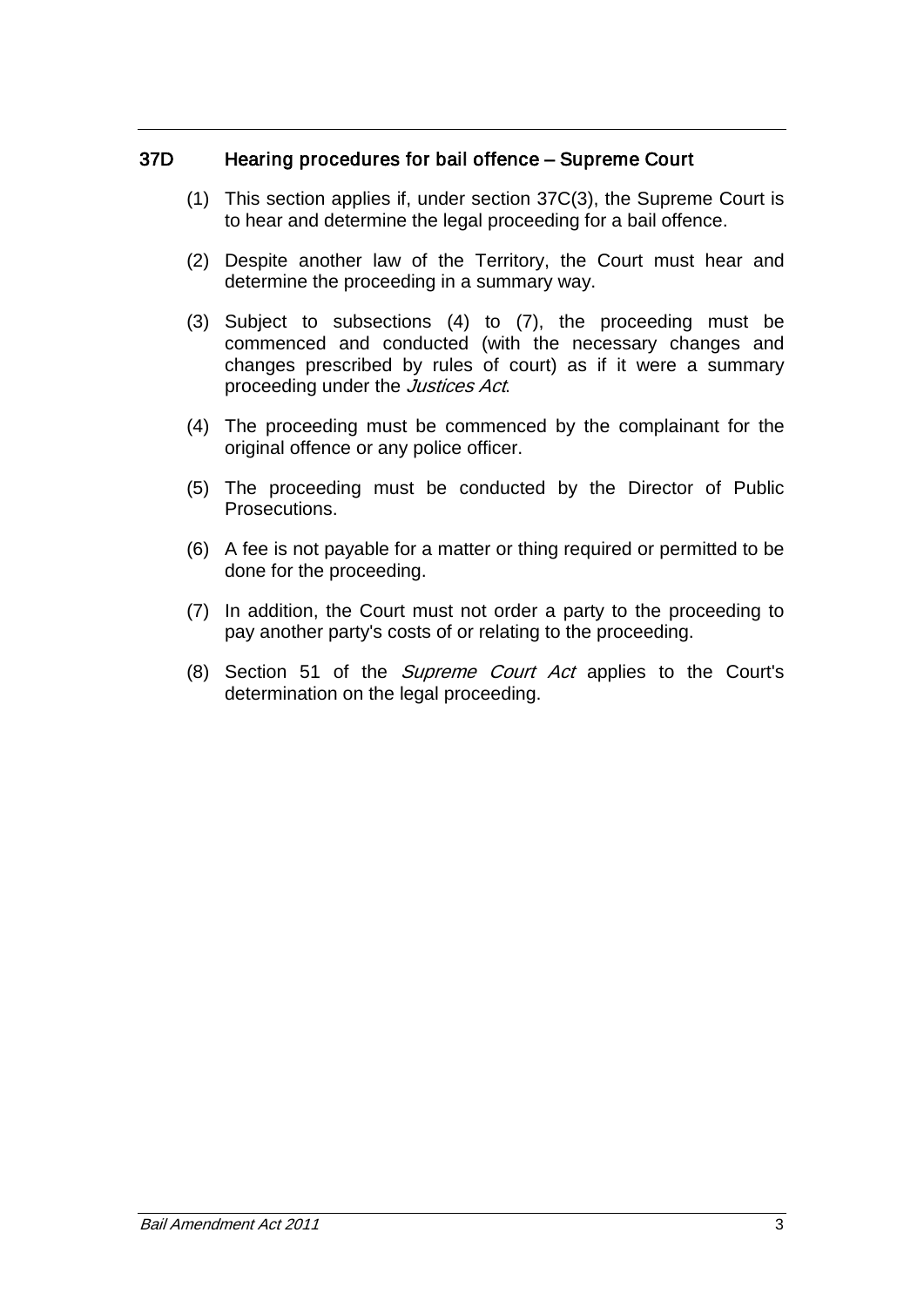### 37D Hearing procedures for bail offence – Supreme Court

(1) This section applies if, under section 37C(3), the Supreme Court is to hear and determine the legal proceeding for a bail offence.

(2) Despite another law of the Territory, the Court must hear and determine the proceeding in a summary way.

(3) Subject to subsections (4) to (7), the proceeding must be commenced and conducted (with the necessary changes and changes prescribed by rules of court) as if it were a summary proceeding under the *Justices Act*.

(4) The proceeding must be commenced by the complainant for the original offence or any police officer.

(5) The proceeding must be conducted by the Director of Public Prosecutions.

(6) A fee is not payable for a matter or thing required or permitted to be done for the proceeding.

(7) In addition, the Court must not order a party to the proceeding to pay another party's costs of or relating to the proceeding.

(8) Section 51 of the *Supreme Court Act* applies to the Court's determination on the legal proceeding.